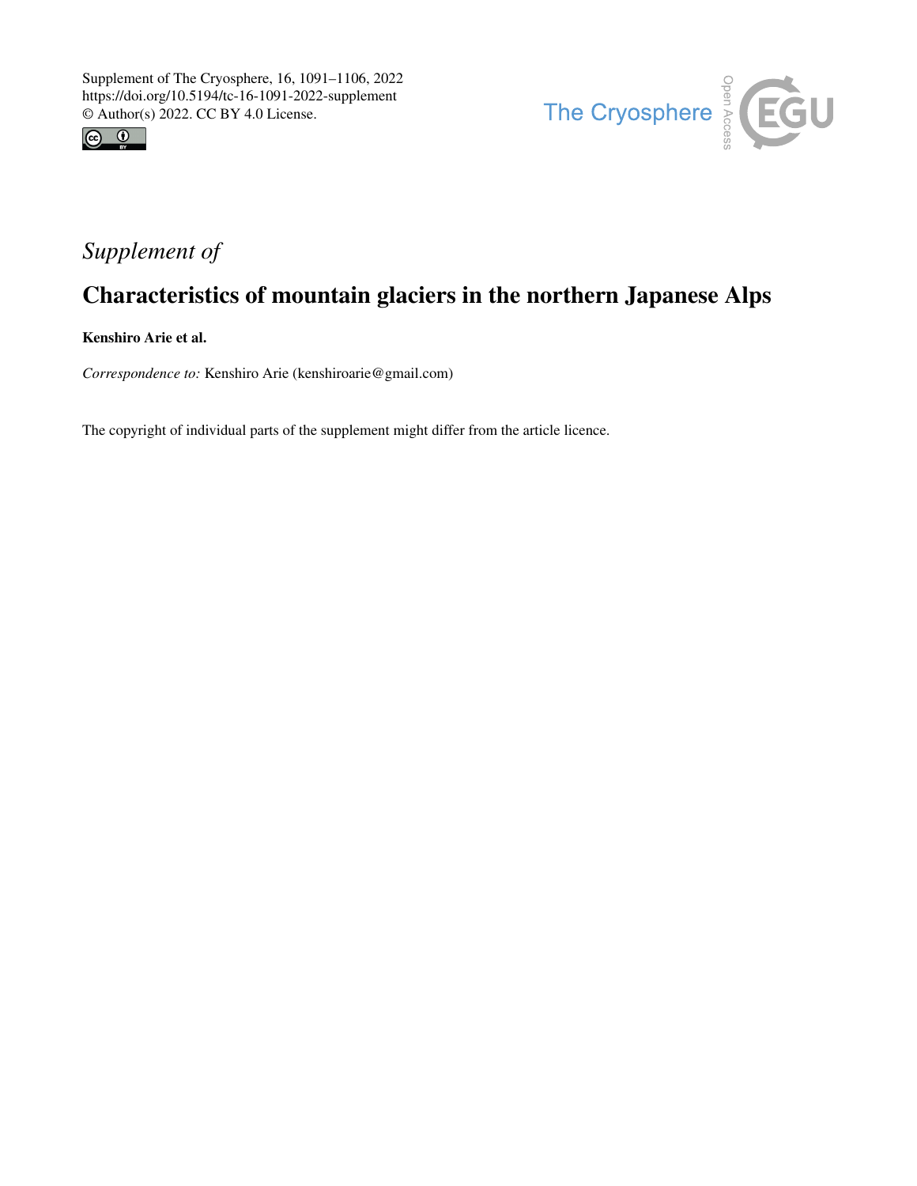Supplement of The Cryosphere, 16, 1091–1106, 2022
https://doi.org/10.5194/tc-16-1091-2022-supplement
© Author(s) 2022. CC BY 4.0 License.

*Supplement of*

# Characteristics of mountain glaciers in the northern Japanese Alps

**Kenshiro Arie et al.**

*Correspondence to:* Kenshiro Arie (kenshiroarie@gmail.com)

The copyright of individual parts of the supplement might differ from the article licence.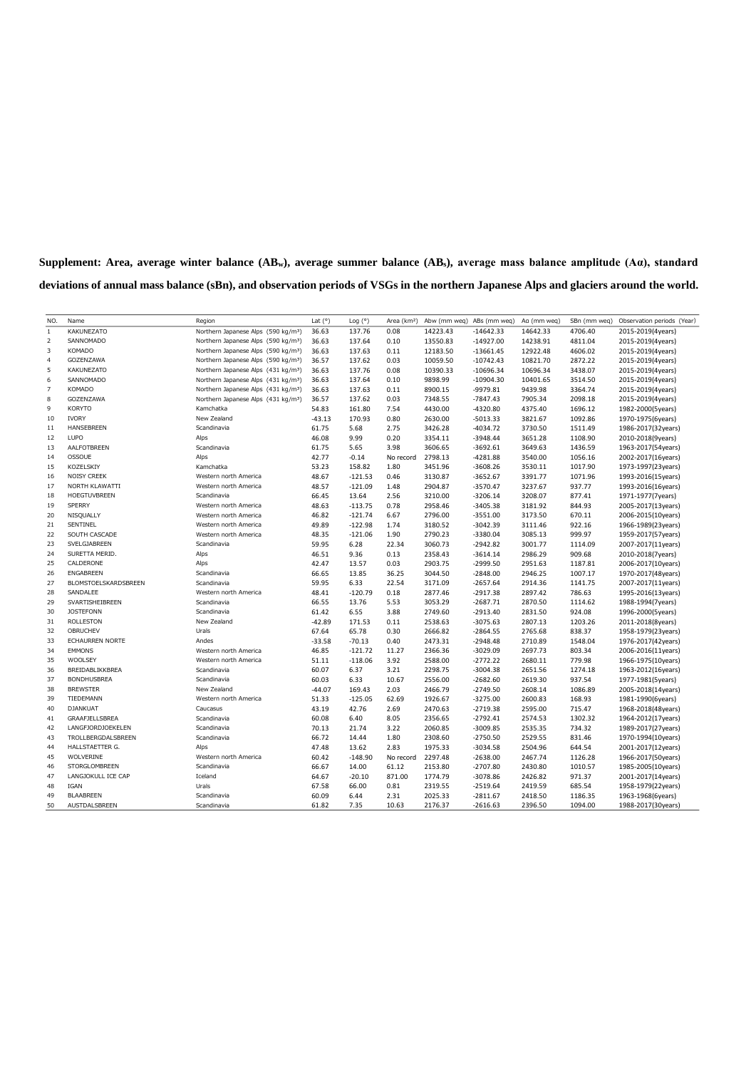**Supplement: Area, average winter balance ($AB_w$), average summer balance ($AB_s$), average mass balance amplitude ($A\alpha$), standard deviations of annual mass balance (sBn), and observation periods of VSGs in the northern Japanese Alps and glaciers around the world.**

| NO. | Name | Region | Lat (°) | Log (°) | Area (km²) | Abw (mm weq) | ABs (mm weq) | Aα (mm weq) | SBn (mm weq) | Observation periods (Year) |
|---|---|---|---|---|---|---|---|---|---|---|
| 1 | KAKUNEZATO | Northern Japanese Alps (590 kg/m³) | 36.63 | 137.76 | 0.08 | 14223.43 | -14642.33 | 14642.33 | 4706.40 | 2015-2019(4years) |
| 2 | SANNOMADO | Northern Japanese Alps (590 kg/m³) | 36.63 | 137.64 | 0.10 | 13550.83 | -14927.00 | 14238.91 | 4811.04 | 2015-2019(4years) |
| 3 | KOMADO | Northern Japanese Alps (590 kg/m³) | 36.63 | 137.63 | 0.11 | 12183.50 | -13661.45 | 12922.48 | 4606.02 | 2015-2019(4years) |
| 4 | GOZENZAWA | Northern Japanese Alps (590 kg/m³) | 36.57 | 137.62 | 0.03 | 10059.50 | -10742.43 | 10821.70 | 2872.22 | 2015-2019(4years) |
| 5 | KAKUNEZATO | Northern Japanese Alps (431 kg/m³) | 36.63 | 137.76 | 0.08 | 10390.33 | -10696.34 | 10696.34 | 3438.07 | 2015-2019(4years) |
| 6 | SANNOMADO | Northern Japanese Alps (431 kg/m³) | 36.63 | 137.64 | 0.10 | 9898.99 | -10904.30 | 10401.65 | 3514.50 | 2015-2019(4years) |
| 7 | KOMADO | Northern Japanese Alps (431 kg/m³) | 36.63 | 137.63 | 0.11 | 8900.15 | -9979.81 | 9439.98 | 3364.74 | 2015-2019(4years) |
| 8 | GOZENZAWA | Northern Japanese Alps (431 kg/m³) | 36.57 | 137.62 | 0.03 | 7348.55 | -7847.43 | 7905.34 | 2098.18 | 2015-2019(4years) |
| 9 | KORYTO | Kamchatka | 54.83 | 161.80 | 7.54 | 4430.00 | -4320.80 | 4375.40 | 1696.12 | 1982-2000(5years) |
| 10 | IVORY | New Zealand | -43.13 | 170.93 | 0.80 | 2630.00 | -5013.33 | 3821.67 | 1092.86 | 1970-1975(6years) |
| 11 | HANSEBREEN | Scandinavia | 61.75 | 5.68 | 2.75 | 3426.28 | -4034.72 | 3730.50 | 1511.49 | 1986-2017(31years) |
| 12 | LUPO | Alps | 46.08 | 9.99 | 0.20 | 3354.11 | -3948.44 | 3651.28 | 1108.90 | 2010-2018(9years) |
| 13 | AALFOTBREEN | Scandinavia | 61.75 | 5.65 | 3.98 | 3606.65 | -3692.61 | 3649.63 | 1436.59 | 1963-2017(54years) |
| 14 | OSSOUE | Alps | 42.77 | -0.14 | No record | 2798.13 | -4281.88 | 3540.00 | 1056.16 | 2002-2017(16years) |
| 15 | KOZELSKIY | Kamchatka | 53.23 | 158.82 | 1.80 | 3451.96 | -3608.26 | 3530.11 | 1017.90 | 1973-1997(23years) |
| 16 | NOISY CREEK | Western north America | 48.67 | -121.53 | 0.46 | 3130.87 | -3652.67 | 3391.77 | 1071.96 | 1993-2016(15years) |
| 17 | NORTH KLAWATTI | Western north America | 48.57 | -121.09 | 1.48 | 2904.87 | -3570.47 | 3237.67 | 937.77 | 1993-2016(16years) |
| 18 | HOEGTUVBREEN | Scandinavia | 66.45 | 13.64 | 2.56 | 3210.00 | -3206.14 | 3208.07 | 877.41 | 1971-1977(7years) |
| 19 | SPERRY | Western north America | 48.63 | -113.75 | 0.78 | 2958.46 | -3405.38 | 3181.92 | 844.93 | 2005-2017(13years) |
| 20 | NISQUALLY | Western north America | 46.82 | -121.74 | 6.67 | 2796.00 | -3551.00 | 3173.50 | 670.11 | 2006-2015(10years) |
| 21 | SENTINEL | Western north America | 49.89 | -122.98 | 1.74 | 3180.52 | -3042.39 | 3111.46 | 922.16 | 1966-1989(23years) |
| 22 | SOUTH CASCADE | Western north America | 48.35 | -121.06 | 1.90 | 2790.23 | -3380.04 | 3085.13 | 999.97 | 1959-2017(57years) |
| 23 | SVELGJABREEN | Scandinavia | 59.95 | 6.28 | 22.34 | 3060.73 | -2942.82 | 3001.77 | 1114.09 | 2007-2017(11years) |
| 24 | SURETTA MERID. | Alps | 46.51 | 9.36 | 0.13 | 2358.43 | -3614.14 | 2986.29 | 909.68 | 2010-2018(7years) |
| 25 | CALDERONE | Alps | 42.47 | 13.57 | 0.03 | 2903.75 | -2999.50 | 2951.63 | 1187.81 | 2006-2017(10years) |
| 26 | ENGABREEN | Scandinavia | 66.65 | 13.85 | 36.25 | 3044.50 | -2848.00 | 2946.25 | 1007.17 | 1970-2017(48years) |
| 27 | BLOMSTOELSKARDSBREEN | Scandinavia | 59.95 | 6.33 | 22.54 | 3171.09 | -2657.64 | 2914.36 | 1141.75 | 2007-2017(11years) |
| 28 | SANDALEE | Western north America | 48.41 | -120.79 | 0.18 | 2877.46 | -2917.38 | 2897.42 | 786.63 | 1995-2016(13years) |
| 29 | SVARTISHEIBREEN | Scandinavia | 66.55 | 13.76 | 5.53 | 3053.29 | -2687.71 | 2870.50 | 1114.62 | 1988-1994(7years) |
| 30 | JOSTEFONN | Scandinavia | 61.42 | 6.55 | 3.88 | 2749.60 | -2913.40 | 2831.50 | 924.08 | 1996-2000(5years) |
| 31 | ROLLESTON | New Zealand | -42.89 | 171.53 | 0.11 | 2538.63 | -3075.63 | 2807.13 | 1203.26 | 2011-2018(8years) |
| 32 | OBRUCHEV | Urals | 67.64 | 65.78 | 0.30 | 2666.82 | -2864.55 | 2765.68 | 838.37 | 1958-1979(23years) |
| 33 | ECHAURREN NORTE | Andes | -33.58 | -70.13 | 0.40 | 2473.31 | -2948.48 | 2710.89 | 1548.04 | 1976-2017(42years) |
| 34 | EMMONS | Western north America | 46.85 | -121.72 | 11.27 | 2366.36 | -3029.09 | 2697.73 | 803.34 | 2006-2016(11years) |
| 35 | WOOLSEY | Western north America | 51.11 | -118.06 | 3.92 | 2588.00 | -2772.22 | 2680.11 | 779.98 | 1966-1975(10years) |
| 36 | BREIDABLIKKBREA | Scandinavia | 60.07 | 6.37 | 3.21 | 2298.75 | -3004.38 | 2651.56 | 1274.18 | 1963-2012(16years) |
| 37 | BONDHUSBREA | Scandinavia | 60.03 | 6.33 | 10.67 | 2556.00 | -2682.60 | 2619.30 | 937.54 | 1977-1981(5years) |
| 38 | BREWSTER | New Zealand | -44.07 | 169.43 | 2.03 | 2466.79 | -2749.50 | 2608.14 | 1086.89 | 2005-2018(14years) |
| 39 | TIEDEMANN | Western north America | 51.33 | -125.05 | 62.69 | 1926.67 | -3275.00 | 2600.83 | 168.93 | 1981-1990(6years) |
| 40 | DJANKUAT | Caucasus | 43.19 | 42.76 | 2.69 | 2470.63 | -2719.38 | 2595.00 | 715.47 | 1968-2018(48years) |
| 41 | GRAAFJELLSBREA | Scandinavia | 60.08 | 6.40 | 8.05 | 2356.65 | -2792.41 | 2574.53 | 1302.32 | 1964-2012(17years) |
| 42 | LANGFJORDJOEKELEN | Scandinavia | 70.13 | 21.74 | 3.22 | 2060.85 | -3009.85 | 2535.35 | 734.32 | 1989-2017(27years) |
| 43 | TROLLBERGDALSBREEN | Scandinavia | 66.72 | 14.44 | 1.80 | 2308.60 | -2750.50 | 2529.55 | 831.46 | 1970-1994(10years) |
| 44 | HALLSTAETTER G. | Alps | 47.48 | 13.62 | 2.83 | 1975.33 | -3034.58 | 2504.96 | 644.54 | 2001-2017(12years) |
| 45 | WOLVERINE | Western north America | 60.42 | -148.90 | No record | 2297.48 | -2638.00 | 2467.74 | 1126.28 | 1966-2017(50years) |
| 46 | STORGLOMBREEN | Scandinavia | 66.67 | 14.00 | 61.12 | 2153.80 | -2707.80 | 2430.80 | 1010.57 | 1985-2005(10years) |
| 47 | LANGJOKULL ICE CAP | Iceland | 64.67 | -20.10 | 871.00 | 1774.79 | -3078.86 | 2426.82 | 971.37 | 2001-2017(14years) |
| 48 | IGAN | Urals | 67.58 | 66.00 | 0.81 | 2319.55 | -2519.64 | 2419.59 | 685.54 | 1958-1979(22years) |
| 49 | BLAABREEN | Scandinavia | 60.09 | 6.44 | 2.31 | 2025.33 | -2811.67 | 2418.50 | 1186.35 | 1963-1968(6years) |
| 50 | AUSTDALSBREEN | Scandinavia | 61.82 | 7.35 | 10.63 | 2176.37 | -2616.63 | 2396.50 | 1094.00 | 1988-2017(30years) |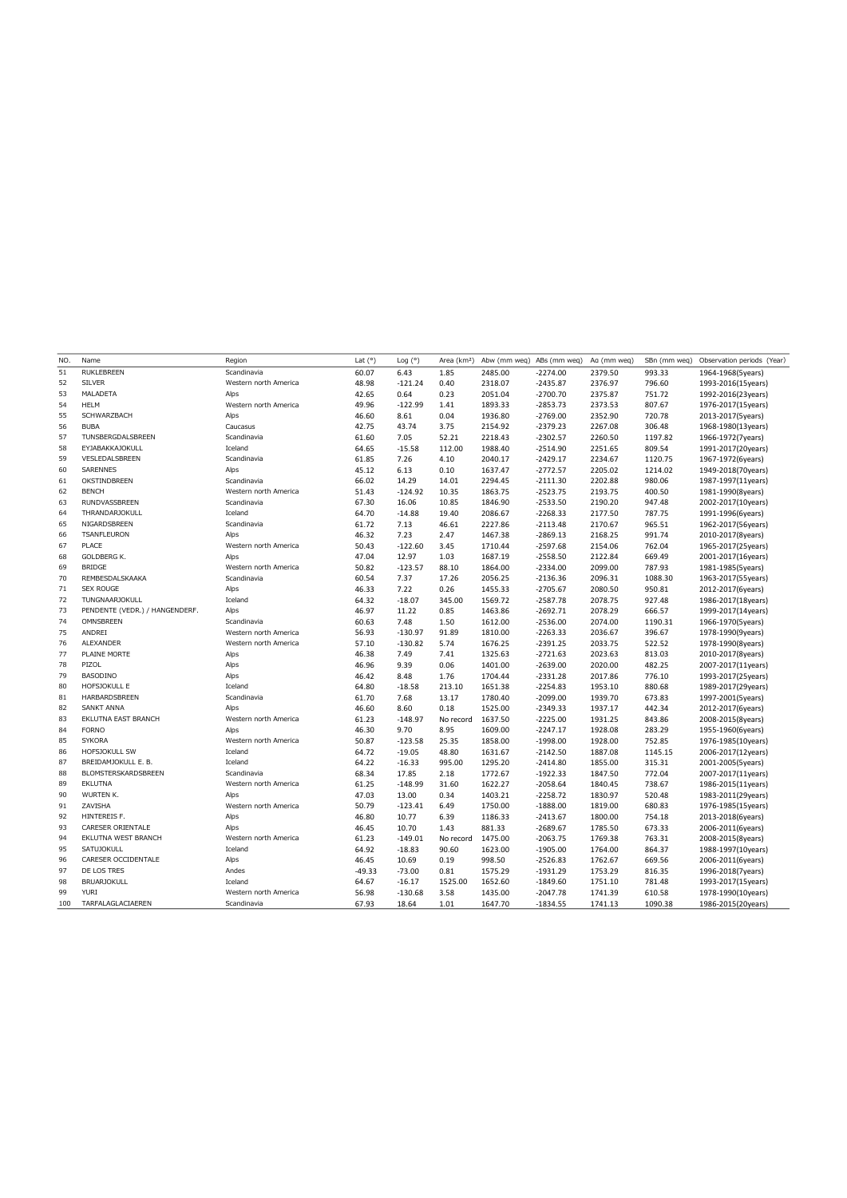| NO. | Name | Region | Lat (°) | Log (°) | Area (km²) | Abw (mm weq) | ABs (mm weq) | Aα (mm weq) | SBn (mm weq) | Observation periods (Year) |
|---|---|---|---|---|---|---|---|---|---|---|
| 51 | RUKLEBREEN | Scandinavia | 60.07 | 6.43 | 1.85 | 2485.00 | -2274.00 | 2379.50 | 993.33 | 1964-1968(5years) |
| 52 | SILVER | Western north America | 48.98 | -121.24 | 0.40 | 2318.07 | -2435.87 | 2376.97 | 796.60 | 1993-2016(15years) |
| 53 | MALADETA | Alps | 42.65 | 0.64 | 0.23 | 2051.04 | -2700.70 | 2375.87 | 751.72 | 1992-2016(23years) |
| 54 | HELM | Western north America | 49.96 | -122.99 | 1.41 | 1893.33 | -2853.73 | 2373.53 | 807.67 | 1976-2017(15years) |
| 55 | SCHWARZBACH | Alps | 46.60 | 8.61 | 0.04 | 1936.80 | -2769.00 | 2352.90 | 720.78 | 2013-2017(5years) |
| 56 | BUBA | Caucasus | 42.75 | 43.74 | 3.75 | 2154.92 | -2379.23 | 2267.08 | 306.48 | 1968-1980(13years) |
| 57 | TUNSBERGDALSBREEN | Scandinavia | 61.60 | 7.05 | 52.21 | 2218.43 | -2302.57 | 2260.50 | 1197.82 | 1966-1972(7years) |
| 58 | EYJABAKKAJOKULL | Iceland | 64.65 | -15.58 | 112.00 | 1988.40 | -2514.90 | 2251.65 | 809.54 | 1991-2017(20years) |
| 59 | VESLEDALSBREEN | Scandinavia | 61.85 | 7.26 | 4.10 | 2040.17 | -2429.17 | 2234.67 | 1120.75 | 1967-1972(6years) |
| 60 | SARENNES | Alps | 45.12 | 6.13 | 0.10 | 1637.47 | -2772.57 | 2205.02 | 1214.02 | 1949-2018(70years) |
| 61 | OKSTINDBREEN | Scandinavia | 66.02 | 14.29 | 14.01 | 2294.45 | -2111.30 | 2202.88 | 980.06 | 1987-1997(11years) |
| 62 | BENCH | Western north America | 51.43 | -124.92 | 10.35 | 1863.75 | -2523.75 | 2193.75 | 400.50 | 1981-1990(8years) |
| 63 | RUNDVASSBREEN | Scandinavia | 67.30 | 16.06 | 10.85 | 1846.90 | -2533.50 | 2190.20 | 947.48 | 2002-2017(10years) |
| 64 | THRANDARJOKULL | Iceland | 64.70 | -14.88 | 19.40 | 2086.67 | -2268.33 | 2177.50 | 787.75 | 1991-1996(6years) |
| 65 | NIGARDSBREEN | Scandinavia | 61.72 | 7.13 | 46.61 | 2227.86 | -2113.48 | 2170.67 | 965.51 | 1962-2017(56years) |
| 66 | TSANFLEURON | Alps | 46.32 | 7.23 | 2.47 | 1467.38 | -2869.13 | 2168.25 | 991.74 | 2010-2017(8years) |
| 67 | PLACE | Western north America | 50.43 | -122.60 | 3.45 | 1710.44 | -2597.68 | 2154.06 | 762.04 | 1965-2017(25years) |
| 68 | GOLDBERG K. | Alps | 47.04 | 12.97 | 1.03 | 1687.19 | -2558.50 | 2122.84 | 669.49 | 2001-2017(16years) |
| 69 | BRIDGE | Western north America | 50.82 | -123.57 | 88.10 | 1864.00 | -2334.00 | 2099.00 | 787.93 | 1981-1985(5years) |
| 70 | REMBESDALSKAAKA | Scandinavia | 60.54 | 7.37 | 17.26 | 2056.25 | -2136.36 | 2096.31 | 1088.30 | 1963-2017(55years) |
| 71 | SEX ROUGE | Alps | 46.33 | 7.22 | 0.26 | 1455.33 | -2705.67 | 2080.50 | 950.81 | 2012-2017(6years) |
| 72 | TUNGNAARJOKULL | Iceland | 64.32 | -18.07 | 345.00 | 1569.72 | -2587.78 | 2078.75 | 927.48 | 1986-2017(18years) |
| 73 | PENDENTE (VEDR.) / HANGENDERF. | Alps | 46.97 | 11.22 | 0.85 | 1463.86 | -2692.71 | 2078.29 | 666.57 | 1999-2017(14years) |
| 74 | OMNSBREEN | Scandinavia | 60.63 | 7.48 | 1.50 | 1612.00 | -2536.00 | 2074.00 | 1190.31 | 1966-1970(5years) |
| 75 | ANDREI | Western north America | 56.93 | -130.97 | 91.89 | 1810.00 | -2263.33 | 2036.67 | 396.67 | 1978-1990(9years) |
| 76 | ALEXANDER | Western north America | 57.10 | -130.82 | 5.74 | 1676.25 | -2391.25 | 2033.75 | 522.52 | 1978-1990(8years) |
| 77 | PLAINE MORTE | Alps | 46.38 | 7.49 | 7.41 | 1325.63 | -2721.63 | 2023.63 | 813.03 | 2010-2017(8years) |
| 78 | PIZOL | Alps | 46.96 | 9.39 | 0.06 | 1401.00 | -2639.00 | 2020.00 | 482.25 | 2007-2017(11years) |
| 79 | BASODINO | Alps | 46.42 | 8.48 | 1.76 | 1704.44 | -2331.28 | 2017.86 | 776.10 | 1993-2017(25years) |
| 80 | HOFSJOKULL E | Iceland | 64.80 | -18.58 | 213.10 | 1651.38 | -2254.83 | 1953.10 | 880.68 | 1989-2017(29years) |
| 81 | HARBARDSBREEN | Scandinavia | 61.70 | 7.68 | 13.17 | 1780.40 | -2099.00 | 1939.70 | 673.83 | 1997-2001(5years) |
| 82 | SANKT ANNA | Alps | 46.60 | 8.60 | 0.18 | 1525.00 | -2349.33 | 1937.17 | 442.34 | 2012-2017(6years) |
| 83 | EKLUTNA EAST BRANCH | Western north America | 61.23 | -148.97 | No record | 1637.50 | -2225.00 | 1931.25 | 843.86 | 2008-2015(8years) |
| 84 | FORNO | Alps | 46.30 | 9.70 | 8.95 | 1609.00 | -2247.17 | 1928.08 | 283.29 | 1955-1960(6years) |
| 85 | SYKORA | Western north America | 50.87 | -123.58 | 25.35 | 1858.00 | -1998.00 | 1928.00 | 752.85 | 1976-1985(10years) |
| 86 | HOFSJOKULL SW | Iceland | 64.72 | -19.05 | 48.80 | 1631.67 | -2142.50 | 1887.08 | 1145.15 | 2006-2017(12years) |
| 87 | BREIDAMJOKULL E. B. | Iceland | 64.22 | -16.33 | 995.00 | 1295.20 | -2414.80 | 1855.00 | 315.31 | 2001-2005(5years) |
| 88 | BLOMSTERSKARDSBREEN | Scandinavia | 68.34 | 17.85 | 2.18 | 1772.67 | -1922.33 | 1847.50 | 772.04 | 2007-2017(11years) |
| 89 | EKLUTNA | Western north America | 61.25 | -148.99 | 31.60 | 1622.27 | -2058.64 | 1840.45 | 738.67 | 1986-2015(11years) |
| 90 | WURTEN K. | Alps | 47.03 | 13.00 | 0.34 | 1403.21 | -2258.72 | 1830.97 | 520.48 | 1983-2011(29years) |
| 91 | ZAVISHA | Western north America | 50.79 | -123.41 | 6.49 | 1750.00 | -1888.00 | 1819.00 | 680.83 | 1976-1985(15years) |
| 92 | HINTEREIS F. | Alps | 46.80 | 10.77 | 6.39 | 1186.33 | -2413.67 | 1800.00 | 754.18 | 2013-2018(6years) |
| 93 | CARESER ORIENTALE | Alps | 46.45 | 10.70 | 1.43 | 881.33 | -2689.67 | 1785.50 | 673.33 | 2006-2011(6years) |
| 94 | EKLUTNA WEST BRANCH | Western north America | 61.23 | -149.01 | No record | 1475.00 | -2063.75 | 1769.38 | 763.31 | 2008-2015(8years) |
| 95 | SATUJOKULL | Iceland | 64.92 | -18.83 | 90.60 | 1623.00 | -1905.00 | 1764.00 | 864.37 | 1988-1997(10years) |
| 96 | CARESER OCCIDENTALE | Alps | 46.45 | 10.69 | 0.19 | 998.50 | -2526.83 | 1762.67 | 669.56 | 2006-2011(6years) |
| 97 | DE LOS TRES | Andes | -49.33 | -73.00 | 0.81 | 1575.29 | -1931.29 | 1753.29 | 816.35 | 1996-2018(7years) |
| 98 | BRUARJOKULL | Iceland | 64.67 | -16.17 | 1525.00 | 1652.60 | -1849.60 | 1751.10 | 781.48 | 1993-2017(15years) |
| 99 | YURI | Western north America | 56.98 | -130.68 | 3.58 | 1435.00 | -2047.78 | 1741.39 | 610.58 | 1978-1990(10years) |
| 100 | TARFALAGLACIAEREN | Scandinavia | 67.93 | 18.64 | 1.01 | 1647.70 | -1834.55 | 1741.13 | 1090.38 | 1986-2015(20years) |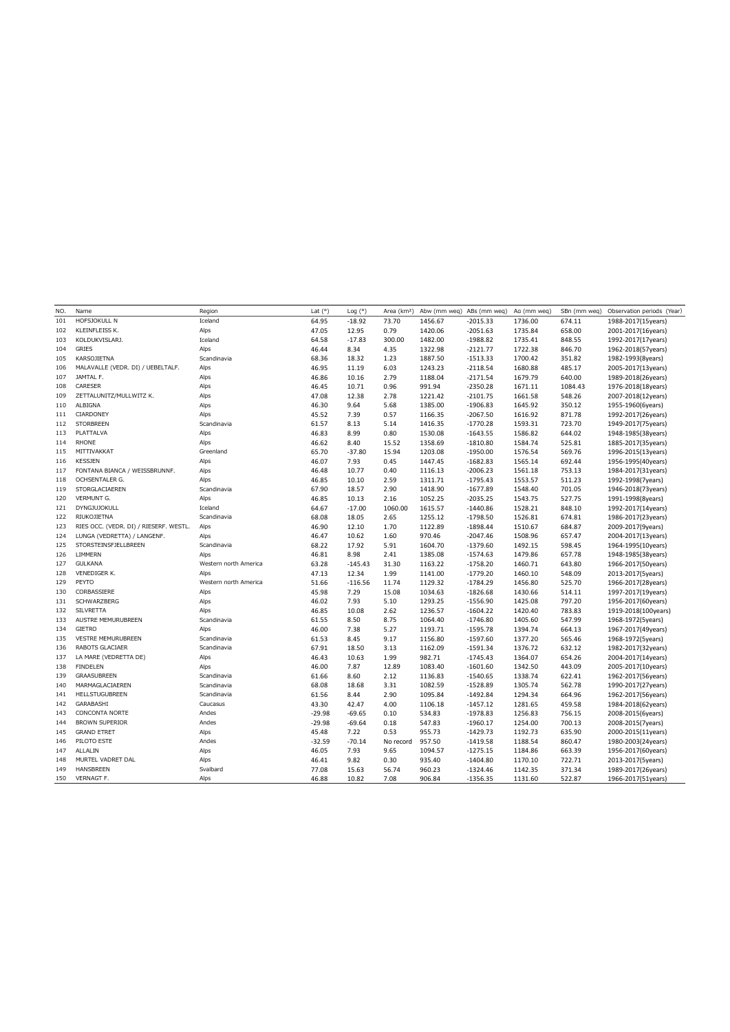| NO. | Name | Region | Lat (°) | Log (°) | Area (km²) | Abw (mm weq) | ABs (mm weq) | Ao (mm weq) | SBn (mm weq) | Observation periods (Year) |
|---|---|---|---|---|---|---|---|---|---|---|
| 101 | HOFSJOKULL N | Iceland | 64.95 | -18.92 | 73.70 | 1456.67 | -2015.33 | 1736.00 | 674.11 | 1988-2017(15years) |
| 102 | KLEINFLEISS K. | Alps | 47.05 | 12.95 | 0.79 | 1420.06 | -2051.63 | 1735.84 | 658.00 | 2001-2017(16years) |
| 103 | KOLDUKVISLARJ. | Iceland | 64.58 | -17.83 | 300.00 | 1482.00 | -1988.82 | 1735.41 | 848.55 | 1992-2017(17years) |
| 104 | GRIES | Alps | 46.44 | 8.34 | 4.35 | 1322.98 | -2121.77 | 1722.38 | 846.70 | 1962-2018(57years) |
| 105 | KARSOJIETNA | Scandinavia | 68.36 | 18.32 | 1.23 | 1887.50 | -1513.33 | 1700.42 | 351.82 | 1982-1993(8years) |
| 106 | MALAVALLE (VEDR. DI) / UEBELTALF. | Alps | 46.95 | 11.19 | 6.03 | 1243.23 | -2118.54 | 1680.88 | 485.17 | 2005-2017(13years) |
| 107 | JAMTAL F. | Alps | 46.86 | 10.16 | 2.79 | 1188.04 | -2171.54 | 1679.79 | 640.00 | 1989-2018(26years) |
| 108 | CARESER | Alps | 46.45 | 10.71 | 0.96 | 991.94 | -2350.28 | 1671.11 | 1084.43 | 1976-2018(18years) |
| 109 | ZETTALUNITZ/MULLWITZ K. | Alps | 47.08 | 12.38 | 2.78 | 1221.42 | -2101.75 | 1661.58 | 548.26 | 2007-2018(12years) |
| 110 | ALBIGNA | Alps | 46.30 | 9.64 | 5.68 | 1385.00 | -1906.83 | 1645.92 | 350.12 | 1955-1960(6years) |
| 111 | CIARDONEY | Alps | 45.52 | 7.39 | 0.57 | 1166.35 | -2067.50 | 1616.92 | 871.78 | 1992-2017(26years) |
| 112 | STORBREEN | Scandinavia | 61.57 | 8.13 | 5.14 | 1416.35 | -1770.28 | 1593.31 | 723.70 | 1949-2017(75years) |
| 113 | PLATTALVA | Alps | 46.83 | 8.99 | 0.80 | 1530.08 | -1643.55 | 1586.82 | 644.02 | 1948-1985(38years) |
| 114 | RHONE | Alps | 46.62 | 8.40 | 15.52 | 1358.69 | -1810.80 | 1584.74 | 525.81 | 1885-2017(35years) |
| 115 | MITTIVAKKAT | Greenland | 65.70 | -37.80 | 15.94 | 1203.08 | -1950.00 | 1576.54 | 569.76 | 1996-2015(13years) |
| 116 | KESSJEN | Alps | 46.07 | 7.93 | 0.45 | 1447.45 | -1682.83 | 1565.14 | 692.44 | 1956-1995(40years) |
| 117 | FONTANA BIANCA / WEISSBRUNNF. | Alps | 46.48 | 10.77 | 0.40 | 1116.13 | -2006.23 | 1561.18 | 753.13 | 1984-2017(31years) |
| 118 | OCHSENTALER G. | Alps | 46.85 | 10.10 | 2.59 | 1311.71 | -1795.43 | 1553.57 | 511.23 | 1992-1998(7years) |
| 119 | STORGLACIAEREN | Scandinavia | 67.90 | 18.57 | 2.90 | 1418.90 | -1677.89 | 1548.40 | 701.05 | 1946-2018(73years) |
| 120 | VERMUNT G. | Alps | 46.85 | 10.13 | 2.16 | 1052.25 | -2035.25 | 1543.75 | 527.75 | 1991-1998(8years) |
| 121 | DYNGJUJOKULL | Iceland | 64.67 | -17.00 | 1060.00 | 1615.57 | -1440.86 | 1528.21 | 848.10 | 1992-2017(14years) |
| 122 | RIUKOJIETNA | Scandinavia | 68.08 | 18.05 | 2.65 | 1255.12 | -1798.50 | 1526.81 | 674.81 | 1986-2017(23years) |
| 123 | RIES OCC. (VEDR. DI) / RIESERF. WESTL. | Alps | 46.90 | 12.10 | 1.70 | 1122.89 | -1898.44 | 1510.67 | 684.87 | 2009-2017(9years) |
| 124 | LUNGA (VEDRETTA) / LANGENF. | Alps | 46.47 | 10.62 | 1.60 | 970.46 | -2047.46 | 1508.96 | 657.47 | 2004-2017(13years) |
| 125 | STORSTEINSFJELLBREEN | Scandinavia | 68.22 | 17.92 | 5.91 | 1604.70 | -1379.60 | 1492.15 | 598.45 | 1964-1995(10years) |
| 126 | LIMMERN | Alps | 46.81 | 8.98 | 2.41 | 1385.08 | -1574.63 | 1479.86 | 657.78 | 1948-1985(38years) |
| 127 | GULKANA | Western north America | 63.28 | -145.43 | 31.30 | 1163.22 | -1758.20 | 1460.71 | 643.80 | 1966-2017(50years) |
| 128 | VENEDIGER K. | Alps | 47.13 | 12.34 | 1.99 | 1141.00 | -1779.20 | 1460.10 | 548.09 | 2013-2017(5years) |
| 129 | PEYTO | Western north America | 51.66 | -116.56 | 11.74 | 1129.32 | -1784.29 | 1456.80 | 525.70 | 1966-2017(28years) |
| 130 | CORBASSIERE | Alps | 45.98 | 7.29 | 15.08 | 1034.63 | -1826.68 | 1430.66 | 514.11 | 1997-2017(19years) |
| 131 | SCHWARZBERG | Alps | 46.02 | 7.93 | 5.10 | 1293.25 | -1556.90 | 1425.08 | 797.20 | 1956-2017(60years) |
| 132 | SILVRETTA | Alps | 46.85 | 10.08 | 2.62 | 1236.57 | -1604.22 | 1420.40 | 783.83 | 1919-2018(100years) |
| 133 | AUSTRE MEMURUBREEN | Scandinavia | 61.55 | 8.50 | 8.75 | 1064.40 | -1746.80 | 1405.60 | 547.99 | 1968-1972(5years) |
| 134 | GIETRO | Alps | 46.00 | 7.38 | 5.27 | 1193.71 | -1595.78 | 1394.74 | 664.13 | 1967-2017(49years) |
| 135 | VESTRE MEMURUBREEN | Scandinavia | 61.53 | 8.45 | 9.17 | 1156.80 | -1597.60 | 1377.20 | 565.46 | 1968-1972(5years) |
| 136 | RABOTS GLACIAER | Scandinavia | 67.91 | 18.50 | 3.13 | 1162.09 | -1591.34 | 1376.72 | 632.12 | 1982-2017(32years) |
| 137 | LA MARE (VEDRETTA DE) | Alps | 46.43 | 10.63 | 1.99 | 982.71 | -1745.43 | 1364.07 | 654.26 | 2004-2017(14years) |
| 138 | FINDELEN | Alps | 46.00 | 7.87 | 12.89 | 1083.40 | -1601.60 | 1342.50 | 443.09 | 2005-2017(10years) |
| 139 | GRAASUBREEN | Scandinavia | 61.66 | 8.60 | 2.12 | 1136.83 | -1540.65 | 1338.74 | 622.41 | 1962-2017(56years) |
| 140 | MARMAGLACIAEREN | Scandinavia | 68.08 | 18.68 | 3.31 | 1082.59 | -1528.89 | 1305.74 | 562.78 | 1990-2017(27years) |
| 141 | HELLSTUGUBREEN | Scandinavia | 61.56 | 8.44 | 2.90 | 1095.84 | -1492.84 | 1294.34 | 664.96 | 1962-2017(56years) |
| 142 | GARABASHI | Caucasus | 43.30 | 42.47 | 4.00 | 1106.18 | -1457.12 | 1281.65 | 459.58 | 1984-2018(62years) |
| 143 | CONCONTA NORTE | Andes | -29.98 | -69.65 | 0.10 | 534.83 | -1978.83 | 1256.83 | 756.15 | 2008-2015(6years) |
| 144 | BROWN SUPERIOR | Andes | -29.98 | -69.64 | 0.18 | 547.83 | -1960.17 | 1254.00 | 700.13 | 2008-2015(7years) |
| 145 | GRAND ETRET | Alps | 45.48 | 7.22 | 0.53 | 955.73 | -1429.73 | 1192.73 | 635.90 | 2000-2015(11years) |
| 146 | PILOTO ESTE | Andes | -32.59 | -70.14 | No record | 957.50 | -1419.58 | 1188.54 | 860.47 | 1980-2003(24years) |
| 147 | ALLALIN | Alps | 46.05 | 7.93 | 9.65 | 1094.57 | -1275.15 | 1184.86 | 663.39 | 1956-2017(60years) |
| 148 | MURTEL VADRET DAL | Alps | 46.41 | 9.82 | 0.30 | 935.40 | -1404.80 | 1170.10 | 722.71 | 2013-2017(5years) |
| 149 | HANSBREEN | Svalbard | 77.08 | 15.63 | 56.74 | 960.23 | -1324.46 | 1142.35 | 371.34 | 1989-2017(26years) |
| 150 | VERNAGT F. | Alps | 46.88 | 10.82 | 7.08 | 906.84 | -1356.35 | 1131.60 | 522.87 | 1966-2017(51years) |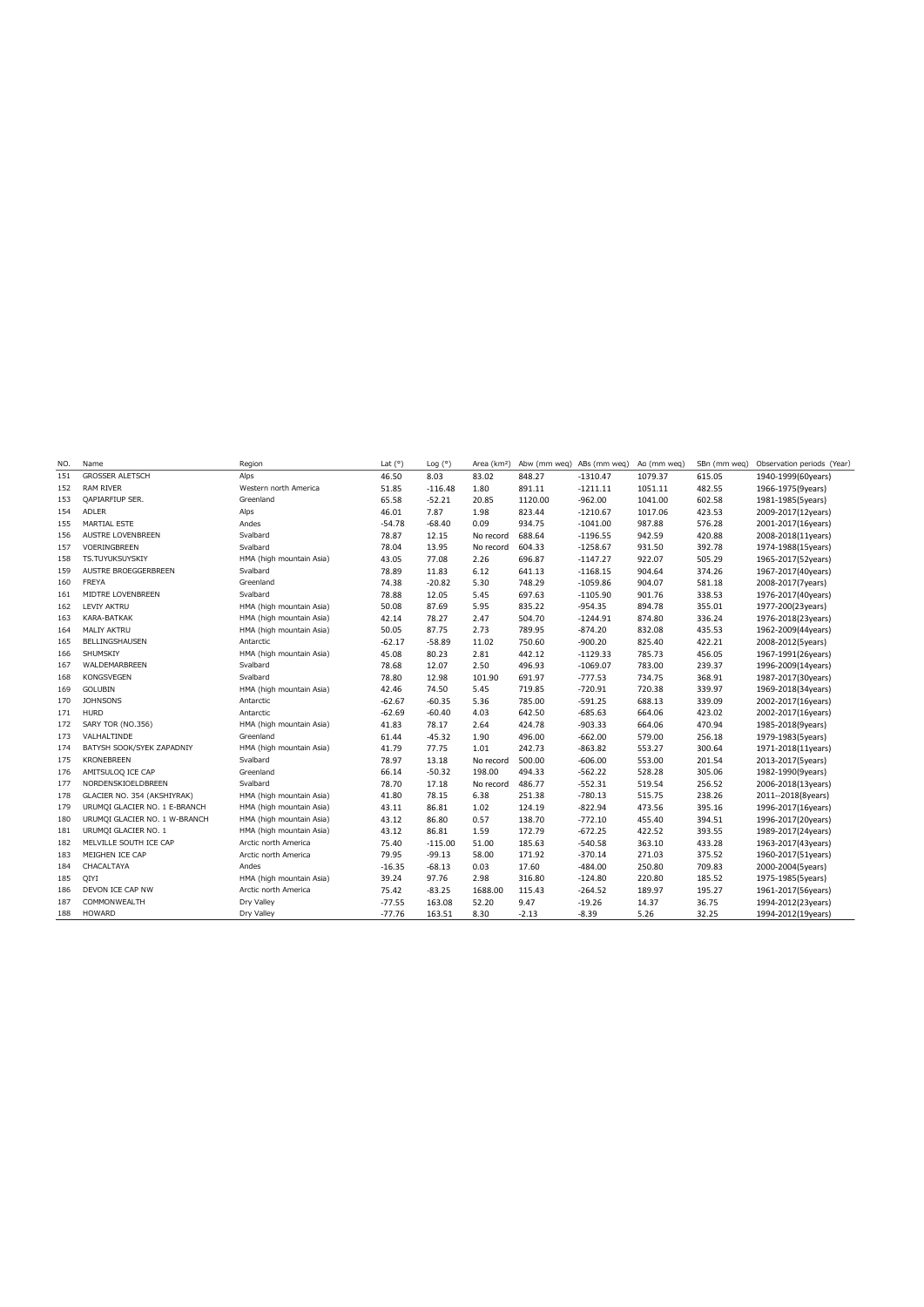| NO. | Name | Region | Lat (°) | Log (°) | Area (km²) | Abw (mm weq) | ABs (mm weq) | Ao (mm weq) | SBn (mm weq) | Observation periods (Year) |
|---|---|---|---|---|---|---|---|---|---|---|
| 151 | GROSSER ALETSCH | Alps | 46.50 | 8.03 | 83.02 | 848.27 | -1310.47 | 1079.37 | 615.05 | 1940-1999(60years) |
| 152 | RAM RIVER | Western north America | 51.85 | -116.48 | 1.80 | 891.11 | -1211.11 | 1051.11 | 482.55 | 1966-1975(9years) |
| 153 | QAPIARFIUP SER. | Greenland | 65.58 | -52.21 | 20.85 | 1120.00 | -962.00 | 1041.00 | 602.58 | 1981-1985(5years) |
| 154 | ADLER | Alps | 46.01 | 7.87 | 1.98 | 823.44 | -1210.67 | 1017.06 | 423.53 | 2009-2017(12years) |
| 155 | MARTIAL ESTE | Andes | -54.78 | -68.40 | 0.09 | 934.75 | -1041.00 | 987.88 | 576.28 | 2001-2017(16years) |
| 156 | AUSTRE LOVENBREEN | Svalbard | 78.87 | 12.15 | No record | 688.64 | -1196.55 | 942.59 | 420.88 | 2008-2018(11years) |
| 157 | VOERINGBREEN | Svalbard | 78.04 | 13.95 | No record | 604.33 | -1258.67 | 931.50 | 392.78 | 1974-1988(15years) |
| 158 | TS.TUYUKSUYSKIY | HMA (high mountain Asia) | 43.05 | 77.08 | 2.26 | 696.87 | -1147.27 | 922.07 | 505.29 | 1965-2017(52years) |
| 159 | AUSTRE BROEGGERBREEN | Svalbard | 78.89 | 11.83 | 6.12 | 641.13 | -1168.15 | 904.64 | 374.26 | 1967-2017(40years) |
| 160 | FREYA | Greenland | 74.38 | -20.82 | 5.30 | 748.29 | -1059.86 | 904.07 | 581.18 | 2008-2017(7years) |
| 161 | MIDTRE LOVENBREEN | Svalbard | 78.88 | 12.05 | 5.45 | 697.63 | -1105.90 | 901.76 | 338.53 | 1976-2017(40years) |
| 162 | LEVIY AKTRU | HMA (high mountain Asia) | 50.08 | 87.69 | 5.95 | 835.22 | -954.35 | 894.78 | 355.01 | 1977-200(23years) |
| 163 | KARA-BATKAK | HMA (high mountain Asia) | 42.14 | 78.27 | 2.47 | 504.70 | -1244.91 | 874.80 | 336.24 | 1976-2018(23years) |
| 164 | MALIY AKTRU | HMA (high mountain Asia) | 50.05 | 87.75 | 2.73 | 789.95 | -874.20 | 832.08 | 435.53 | 1962-2009(44years) |
| 165 | BELLINGSHAUSEN | Antarctic | -62.17 | -58.89 | 11.02 | 750.60 | -900.20 | 825.40 | 422.21 | 2008-2012(5years) |
| 166 | SHUMSKIY | HMA (high mountain Asia) | 45.08 | 80.23 | 2.81 | 442.12 | -1129.33 | 785.73 | 456.05 | 1967-1991(26years) |
| 167 | WALDEMARBREEN | Svalbard | 78.68 | 12.07 | 2.50 | 496.93 | -1069.07 | 783.00 | 239.37 | 1996-2009(14years) |
| 168 | KONGSVEGEN | Svalbard | 78.80 | 12.98 | 101.90 | 691.97 | -777.53 | 734.75 | 368.91 | 1987-2017(30years) |
| 169 | GOLUBIN | HMA (high mountain Asia) | 42.46 | 74.50 | 5.45 | 719.85 | -720.91 | 720.38 | 339.97 | 1969-2018(34years) |
| 170 | JOHNSONS | Antarctic | -62.67 | -60.35 | 5.36 | 785.00 | -591.25 | 688.13 | 339.09 | 2002-2017(16years) |
| 171 | HURD | Antarctic | -62.69 | -60.40 | 4.03 | 642.50 | -685.63 | 664.06 | 423.02 | 2002-2017(16years) |
| 172 | SARY TOR (NO.356) | HMA (high mountain Asia) | 41.83 | 78.17 | 2.64 | 424.78 | -903.33 | 664.06 | 470.94 | 1985-2018(9years) |
| 173 | VALHALTINDE | Greenland | 61.44 | -45.32 | 1.90 | 496.00 | -662.00 | 579.00 | 256.18 | 1979-1983(5years) |
| 174 | BATYSH SOOK/SYEK ZAPADNIY | HMA (high mountain Asia) | 41.79 | 77.75 | 1.01 | 242.73 | -863.82 | 553.27 | 300.64 | 1971-2018(11years) |
| 175 | KRONEBREEN | Svalbard | 78.97 | 13.18 | No record | 500.00 | -606.00 | 553.00 | 201.54 | 2013-2017(5years) |
| 176 | AMITSULOQ ICE CAP | Greenland | 66.14 | -50.32 | 198.00 | 494.33 | -562.22 | 528.28 | 305.06 | 1982-1990(9years) |
| 177 | NORDENSKIOELDBREEN | Svalbard | 78.70 | 17.18 | No record | 486.77 | -552.31 | 519.54 | 256.52 | 2006-2018(13years) |
| 178 | GLACIER NO. 354 (AKSHIYRAK) | HMA (high mountain Asia) | 41.80 | 78.15 | 6.38 | 251.38 | -780.13 | 515.75 | 238.26 | 2011--2018(8years) |
| 179 | URUMQI GLACIER NO. 1 E-BRANCH | HMA (high mountain Asia) | 43.11 | 86.81 | 1.02 | 124.19 | -822.94 | 473.56 | 395.16 | 1996-2017(16years) |
| 180 | URUMQI GLACIER NO. 1 W-BRANCH | HMA (high mountain Asia) | 43.12 | 86.80 | 0.57 | 138.70 | -772.10 | 455.40 | 394.51 | 1996-2017(20years) |
| 181 | URUMQI GLACIER NO. 1 | HMA (high mountain Asia) | 43.12 | 86.81 | 1.59 | 172.79 | -672.25 | 422.52 | 393.55 | 1989-2017(24years) |
| 182 | MELVILLE SOUTH ICE CAP | Arctic north America | 75.40 | -115.00 | 51.00 | 185.63 | -540.58 | 363.10 | 433.28 | 1963-2017(43years) |
| 183 | MEIGHEN ICE CAP | Arctic north America | 79.95 | -99.13 | 58.00 | 171.92 | -370.14 | 271.03 | 375.52 | 1960-2017(51years) |
| 184 | CHACALTAYA | Andes | -16.35 | -68.13 | 0.03 | 17.60 | -484.00 | 250.80 | 709.83 | 2000-2004(5years) |
| 185 | QIYI | HMA (high mountain Asia) | 39.24 | 97.76 | 2.98 | 316.80 | -124.80 | 220.80 | 185.52 | 1975-1985(5years) |
| 186 | DEVON ICE CAP NW | Arctic north America | 75.42 | -83.25 | 1688.00 | 115.43 | -264.52 | 189.97 | 195.27 | 1961-2017(56years) |
| 187 | COMMONWEALTH | Dry Valley | -77.55 | 163.08 | 52.20 | 9.47 | -19.26 | 14.37 | 36.75 | 1994-2012(23years) |
| 188 | HOWARD | Dry Valley | -77.76 | 163.51 | 8.30 | -2.13 | -8.39 | 5.26 | 32.25 | 1994-2012(19years) |